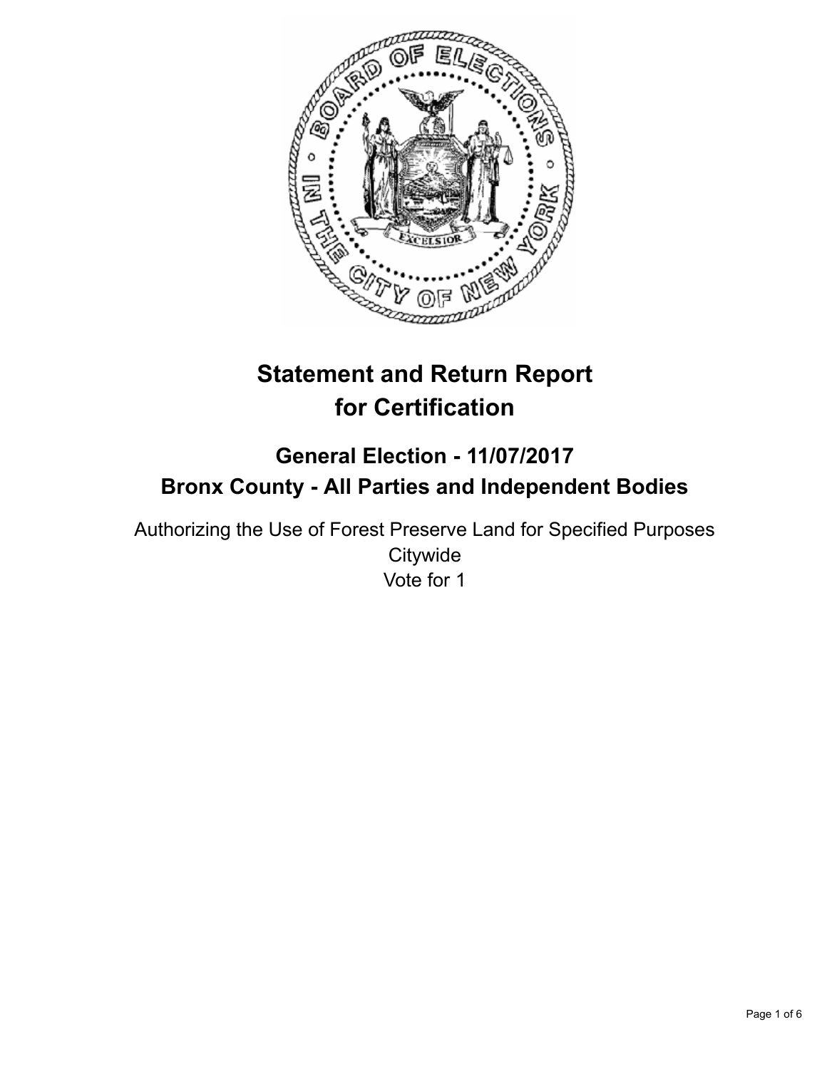# Statement and Return Report for Certification

## General Election - 11/07/2017
## Bronx County - All Parties and Independent Bodies

Authorizing the Use of Forest Preserve Land for Specified Purposes
Citywide
Vote for 1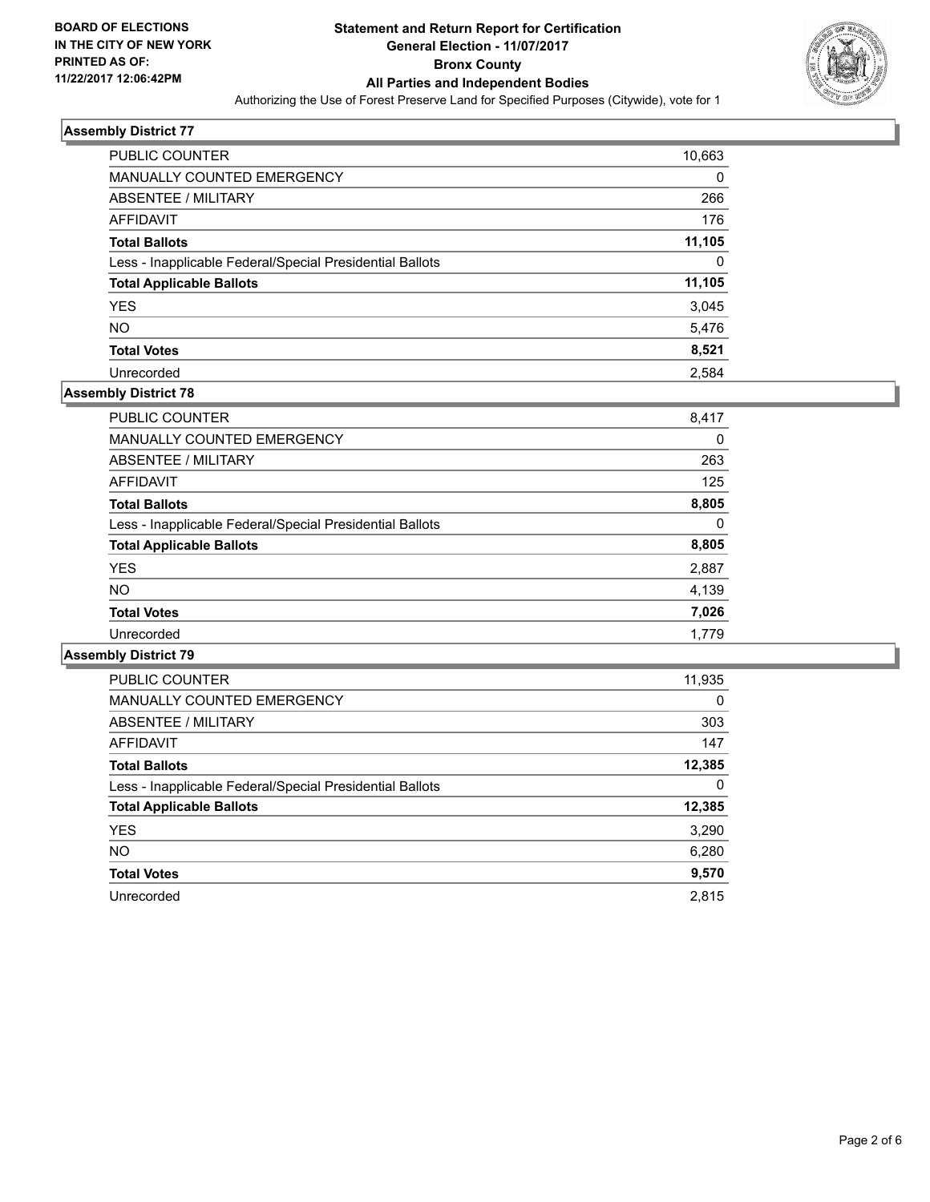**BOARD OF ELECTIONS IN THE CITY OF NEW YORK PRINTED AS OF: 11/22/2017 12:06:42PM**

# Statement and Return Report for Certification
## General Election - 11/07/2017
## Bronx County
## All Parties and Independent Bodies

Authorizing the Use of Forest Preserve Land for Specified Purposes (Citywide), vote for 1

### Assembly District 77

| | |
|---|---|
| PUBLIC COUNTER | 10,663 |
| MANUALLY COUNTED EMERGENCY | 0 |
| ABSENTEE / MILITARY | 266 |
| AFFIDAVIT | 176 |
| **Total Ballots** | **11,105** |
| Less - Inapplicable Federal/Special Presidential Ballots | 0 |
| **Total Applicable Ballots** | **11,105** |
| YES | 3,045 |
| NO | 5,476 |
| **Total Votes** | **8,521** |
| Unrecorded | 2,584 |

### Assembly District 78

| | |
|---|---|
| PUBLIC COUNTER | 8,417 |
| MANUALLY COUNTED EMERGENCY | 0 |
| ABSENTEE / MILITARY | 263 |
| AFFIDAVIT | 125 |
| **Total Ballots** | **8,805** |
| Less - Inapplicable Federal/Special Presidential Ballots | 0 |
| **Total Applicable Ballots** | **8,805** |
| YES | 2,887 |
| NO | 4,139 |
| **Total Votes** | **7,026** |
| Unrecorded | 1,779 |

### Assembly District 79

| | |
|---|---|
| PUBLIC COUNTER | 11,935 |
| MANUALLY COUNTED EMERGENCY | 0 |
| ABSENTEE / MILITARY | 303 |
| AFFIDAVIT | 147 |
| **Total Ballots** | **12,385** |
| Less - Inapplicable Federal/Special Presidential Ballots | 0 |
| **Total Applicable Ballots** | **12,385** |
| YES | 3,290 |
| NO | 6,280 |
| **Total Votes** | **9,570** |
| Unrecorded | 2,815 |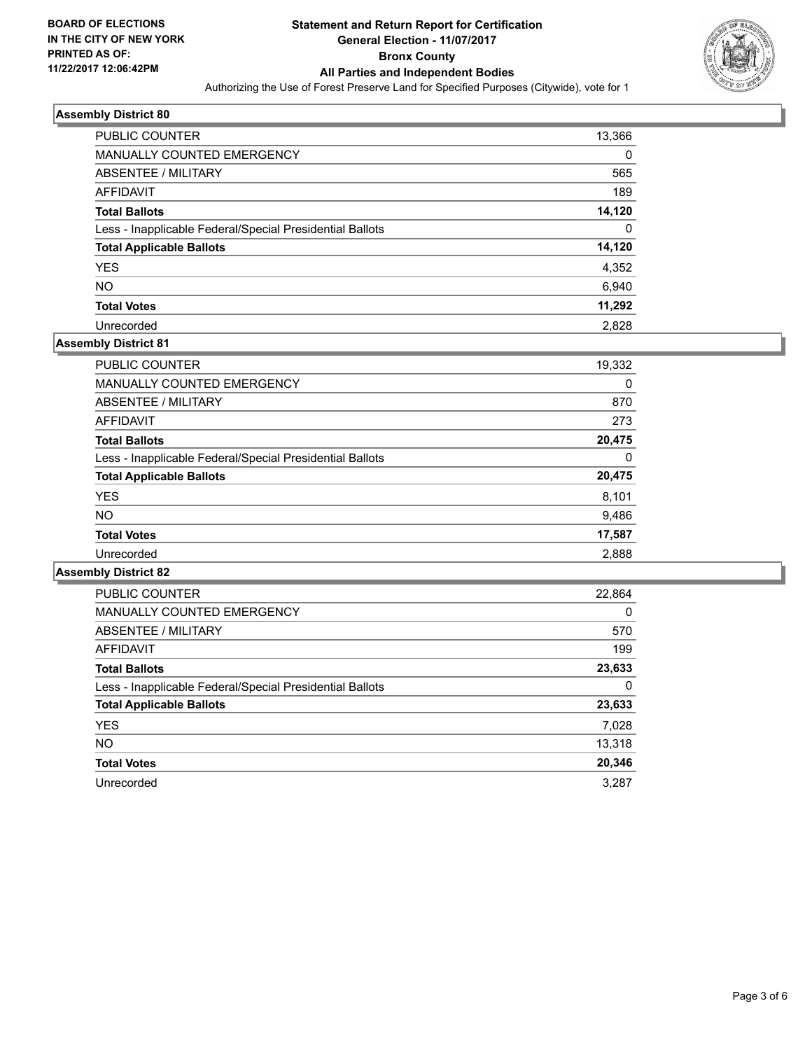BOARD OF ELECTIONS
IN THE CITY OF NEW YORK
PRINTED AS OF:
11/22/2017 12:06:42PM

# Statement and Return Report for Certification
## General Election - 11/07/2017
## Bronx County
## All Parties and Independent Bodies
Authorizing the Use of Forest Preserve Land for Specified Purposes (Citywide), vote for 1

### Assembly District 80

| | |
|---|---|
| PUBLIC COUNTER | 13,366 |
| MANUALLY COUNTED EMERGENCY | 0 |
| ABSENTEE / MILITARY | 565 |
| AFFIDAVIT | 189 |
| **Total Ballots** | **14,120** |
| Less - Inapplicable Federal/Special Presidential Ballots | 0 |
| **Total Applicable Ballots** | **14,120** |
| YES | 4,352 |
| NO | 6,940 |
| **Total Votes** | **11,292** |
| Unrecorded | 2,828 |

### Assembly District 81

| | |
|---|---|
| PUBLIC COUNTER | 19,332 |
| MANUALLY COUNTED EMERGENCY | 0 |
| ABSENTEE / MILITARY | 870 |
| AFFIDAVIT | 273 |
| **Total Ballots** | **20,475** |
| Less - Inapplicable Federal/Special Presidential Ballots | 0 |
| **Total Applicable Ballots** | **20,475** |
| YES | 8,101 |
| NO | 9,486 |
| **Total Votes** | **17,587** |
| Unrecorded | 2,888 |

### Assembly District 82

| | |
|---|---|
| PUBLIC COUNTER | 22,864 |
| MANUALLY COUNTED EMERGENCY | 0 |
| ABSENTEE / MILITARY | 570 |
| AFFIDAVIT | 199 |
| **Total Ballots** | **23,633** |
| Less - Inapplicable Federal/Special Presidential Ballots | 0 |
| **Total Applicable Ballots** | **23,633** |
| YES | 7,028 |
| NO | 13,318 |
| **Total Votes** | **20,346** |
| Unrecorded | 3,287 |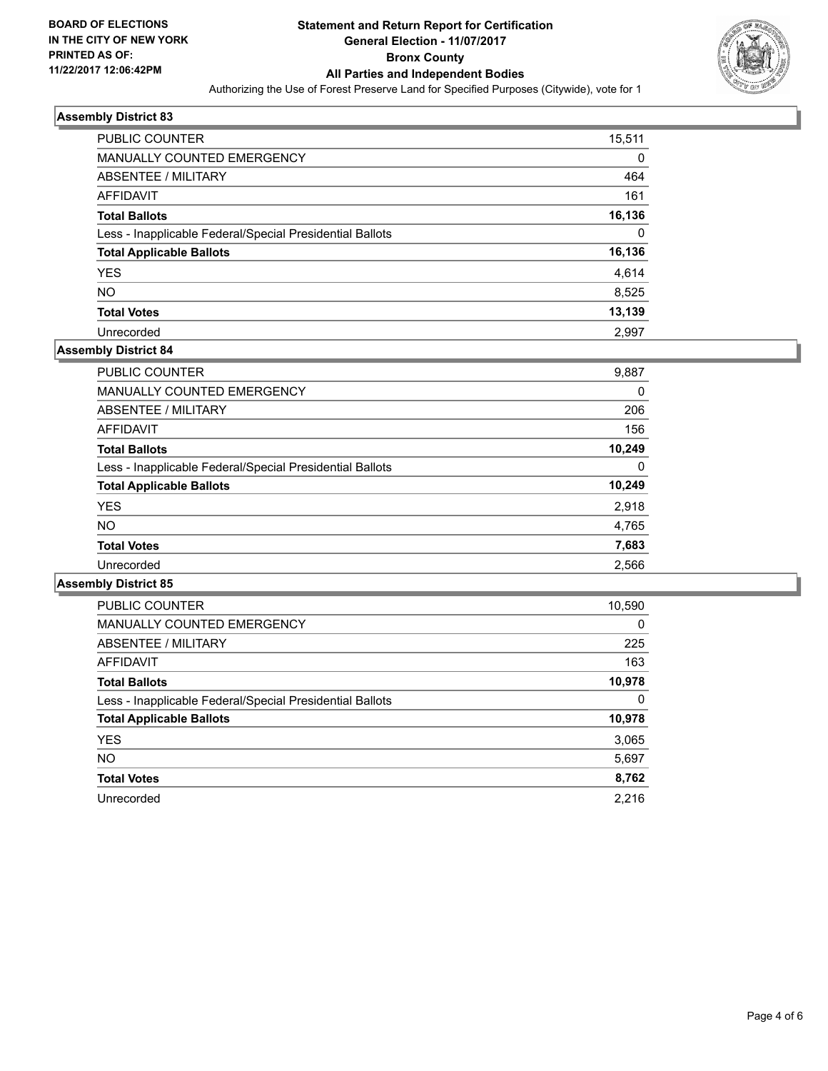**BOARD OF ELECTIONS IN THE CITY OF NEW YORK PRINTED AS OF: 11/22/2017 12:06:42PM**

# Statement and Return Report for Certification
## General Election - 11/07/2017
## Bronx County
## All Parties and Independent Bodies
Authorizing the Use of Forest Preserve Land for Specified Purposes (Citywide), vote for 1

### Assembly District 83

| | |
|---|---|
| PUBLIC COUNTER | 15,511 |
| MANUALLY COUNTED EMERGENCY | 0 |
| ABSENTEE / MILITARY | 464 |
| AFFIDAVIT | 161 |
| **Total Ballots** | **16,136** |
| Less - Inapplicable Federal/Special Presidential Ballots | 0 |
| **Total Applicable Ballots** | **16,136** |
| YES | 4,614 |
| NO | 8,525 |
| **Total Votes** | **13,139** |
| Unrecorded | 2,997 |

### Assembly District 84

| | |
|---|---|
| PUBLIC COUNTER | 9,887 |
| MANUALLY COUNTED EMERGENCY | 0 |
| ABSENTEE / MILITARY | 206 |
| AFFIDAVIT | 156 |
| **Total Ballots** | **10,249** |
| Less - Inapplicable Federal/Special Presidential Ballots | 0 |
| **Total Applicable Ballots** | **10,249** |
| YES | 2,918 |
| NO | 4,765 |
| **Total Votes** | **7,683** |
| Unrecorded | 2,566 |

### Assembly District 85

| | |
|---|---|
| PUBLIC COUNTER | 10,590 |
| MANUALLY COUNTED EMERGENCY | 0 |
| ABSENTEE / MILITARY | 225 |
| AFFIDAVIT | 163 |
| **Total Ballots** | **10,978** |
| Less - Inapplicable Federal/Special Presidential Ballots | 0 |
| **Total Applicable Ballots** | **10,978** |
| YES | 3,065 |
| NO | 5,697 |
| **Total Votes** | **8,762** |
| Unrecorded | 2,216 |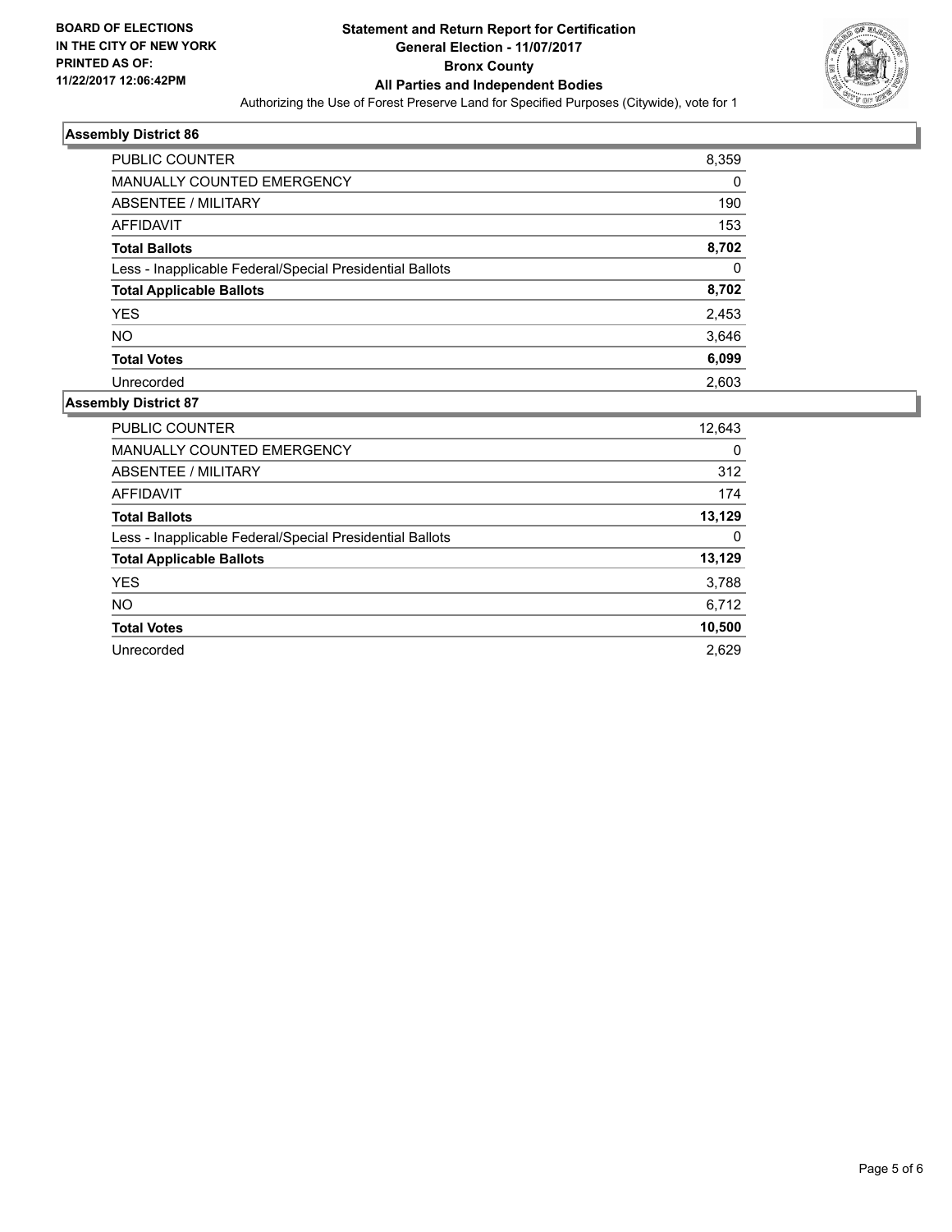**BOARD OF ELECTIONS IN THE CITY OF NEW YORK PRINTED AS OF: 11/22/2017 12:06:42PM**

# Statement and Return Report for Certification
## General Election - 11/07/2017
## Bronx County
## All Parties and Independent Bodies

Authorizing the Use of Forest Preserve Land for Specified Purposes (Citywide), vote for 1

### Assembly District 86

| | |
|---|---|
| PUBLIC COUNTER | 8,359 |
| MANUALLY COUNTED EMERGENCY | 0 |
| ABSENTEE / MILITARY | 190 |
| AFFIDAVIT | 153 |
| **Total Ballots** | **8,702** |
| Less - Inapplicable Federal/Special Presidential Ballots | 0 |
| **Total Applicable Ballots** | **8,702** |
| YES | 2,453 |
| NO | 3,646 |
| **Total Votes** | **6,099** |
| Unrecorded | 2,603 |

### Assembly District 87

| | |
|---|---|
| PUBLIC COUNTER | 12,643 |
| MANUALLY COUNTED EMERGENCY | 0 |
| ABSENTEE / MILITARY | 312 |
| AFFIDAVIT | 174 |
| **Total Ballots** | **13,129** |
| Less - Inapplicable Federal/Special Presidential Ballots | 0 |
| **Total Applicable Ballots** | **13,129** |
| YES | 3,788 |
| NO | 6,712 |
| **Total Votes** | **10,500** |
| Unrecorded | 2,629 |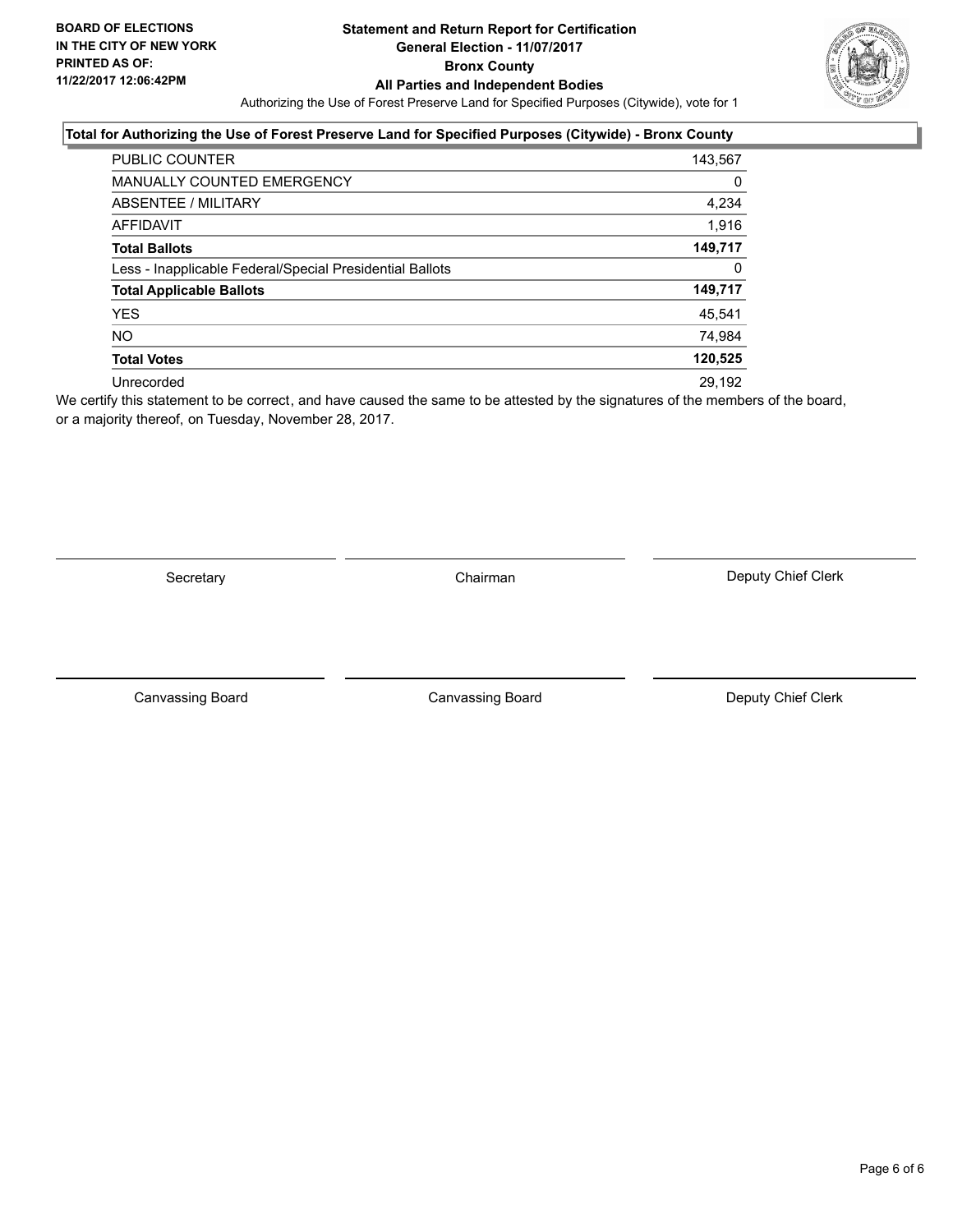**BOARD OF ELECTIONS IN THE CITY OF NEW YORK PRINTED AS OF: 11/22/2017 12:06:42PM**

**Statement and Return Report for Certification General Election - 11/07/2017 Bronx County All Parties and Independent Bodies**

Authorizing the Use of Forest Preserve Land for Specified Purposes (Citywide), vote for 1

### Total for Authorizing the Use of Forest Preserve Land for Specified Purposes (Citywide) - Bronx County

| | |
|---|---|
| PUBLIC COUNTER | 143,567 |
| MANUALLY COUNTED EMERGENCY | 0 |
| ABSENTEE / MILITARY | 4,234 |
| AFFIDAVIT | 1,916 |
| **Total Ballots** | **149,717** |
| Less - Inapplicable Federal/Special Presidential Ballots | 0 |
| **Total Applicable Ballots** | **149,717** |
| YES | 45,541 |
| NO | 74,984 |
| **Total Votes** | **120,525** |
| Unrecorded | 29,192 |

We certify this statement to be correct, and have caused the same to be attested by the signatures of the members of the board, or a majority thereof, on Tuesday, November 28, 2017.

Secretary

Chairman

Deputy Chief Clerk

Canvassing Board

Canvassing Board

Deputy Chief Clerk